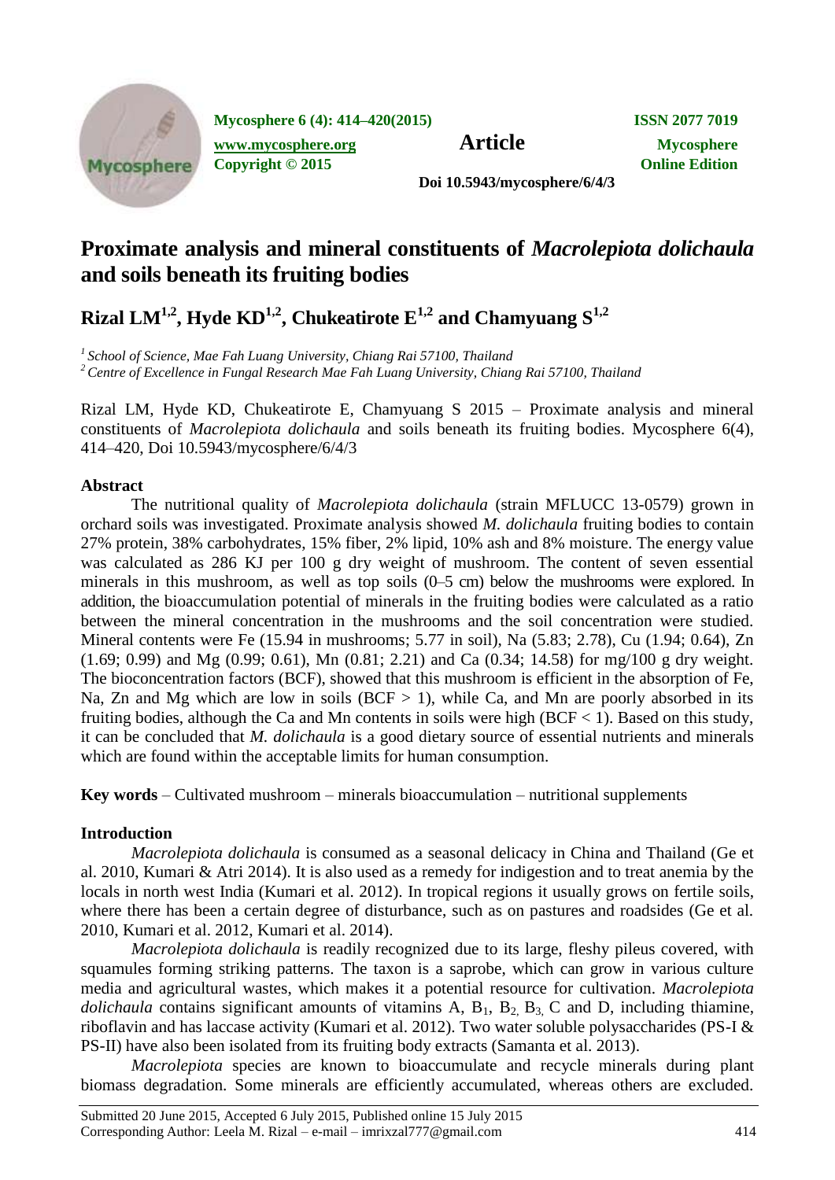# Proximate analysis and mineral constituents of *Macrolepiota dolichaula* and soils beneath its fruiting bodies

## Rizal LM[1,2], Hyde KD[1,2], Chukeatirote E[1,2] and Chamyuang S[1,2]

[1] *School of Science, Mae Fah Luang University, Chiang Rai 57100, Thailand*
[2] *Centre of Excellence in Fungal Research Mae Fah Luang University, Chiang Rai 57100, Thailand*

Rizal LM, Hyde KD, Chukeatirote E, Chamyuang S 2015 – Proximate analysis and mineral constituents of *Macrolepiota dolichaula* and soils beneath its fruiting bodies. Mycosphere 6(4), 414–420, Doi 10.5943/mycosphere/6/4/3

### Abstract

The nutritional quality of *Macrolepiota dolichaula* (strain MFLUCC 13-0579) grown in orchard soils was investigated. Proximate analysis showed *M. dolichaula* fruiting bodies to contain 27% protein, 38% carbohydrates, 15% fiber, 2% lipid, 10% ash and 8% moisture. The energy value was calculated as 286 KJ per 100 g dry weight of mushroom. The content of seven essential minerals in this mushroom, as well as top soils (0–5 cm) below the mushrooms were explored. In addition, the bioaccumulation potential of minerals in the fruiting bodies were calculated as a ratio between the mineral concentration in the mushrooms and the soil concentration were studied. Mineral contents were Fe (15.94 in mushrooms; 5.77 in soil), Na (5.83; 2.78), Cu (1.94; 0.64), Zn (1.69; 0.99) and Mg (0.99; 0.61), Mn (0.81; 2.21) and Ca (0.34; 14.58) for mg/100 g dry weight. The bioconcentration factors (BCF), showed that this mushroom is efficient in the absorption of Fe, Na, Zn and Mg which are low in soils (BCF > 1), while Ca, and Mn are poorly absorbed in its fruiting bodies, although the Ca and Mn contents in soils were high (BCF < 1). Based on this study, it can be concluded that *M. dolichaula* is a good dietary source of essential nutrients and minerals which are found within the acceptable limits for human consumption.

**Key words** – Cultivated mushroom – minerals bioaccumulation – nutritional supplements

### Introduction

*Macrolepiota dolichaula* is consumed as a seasonal delicacy in China and Thailand (Ge et al. 2010, Kumari & Atri 2014). It is also used as a remedy for indigestion and to treat anemia by the locals in north west India (Kumari et al. 2012). In tropical regions it usually grows on fertile soils, where there has been a certain degree of disturbance, such as on pastures and roadsides (Ge et al. 2010, Kumari et al. 2012, Kumari et al. 2014).

*Macrolepiota dolichaula* is readily recognized due to its large, fleshy pileus covered, with squamules forming striking patterns. The taxon is a saprobe, which can grow in various culture media and agricultural wastes, which makes it a potential resource for cultivation. *Macrolepiota dolichaula* contains significant amounts of vitamins A, $B_1$, $B_2$, $B_3$, C and D, including thiamine, riboflavin and has laccase activity (Kumari et al. 2012). Two water soluble polysaccharides (PS-I & PS-II) have also been isolated from its fruiting body extracts (Samanta et al. 2013).

*Macrolepiota* species are known to bioaccumulate and recycle minerals during plant biomass degradation. Some minerals are efficiently accumulated, whereas others are excluded.

Submitted 20 June 2015, Accepted 6 July 2015, Published online 15 July 2015
Corresponding Author: Leela M. Rizal – e-mail – imrixzal777@gmail.com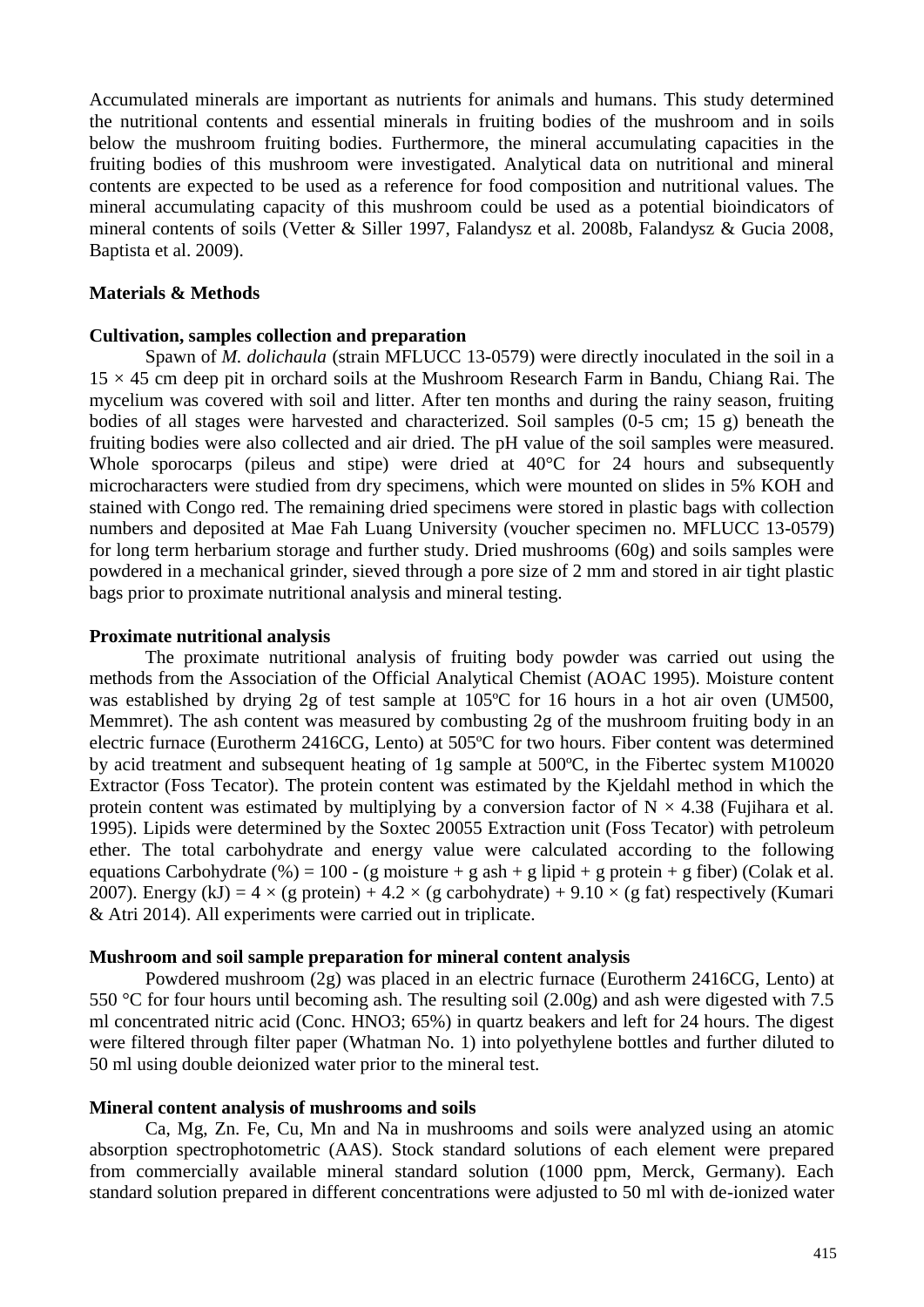Accumulated minerals are important as nutrients for animals and humans. This study determined the nutritional contents and essential minerals in fruiting bodies of the mushroom and in soils below the mushroom fruiting bodies. Furthermore, the mineral accumulating capacities in the fruiting bodies of this mushroom were investigated. Analytical data on nutritional and mineral contents are expected to be used as a reference for food composition and nutritional values. The mineral accumulating capacity of this mushroom could be used as a potential bioindicators of mineral contents of soils (Vetter & Siller 1997, Falandysz et al. 2008b, Falandysz & Gucia 2008, Baptista et al. 2009).

## Materials & Methods

### Cultivation, samples collection and preparation

Spawn of *M. dolichaula* (strain MFLUCC 13-0579) were directly inoculated in the soil in a $15 \times 45$ cm deep pit in orchard soils at the Mushroom Research Farm in Bandu, Chiang Rai. The mycelium was covered with soil and litter. After ten months and during the rainy season, fruiting bodies of all stages were harvested and characterized. Soil samples (0-5 cm; 15 g) beneath the fruiting bodies were also collected and air dried. The pH value of the soil samples were measured. Whole sporocarps (pileus and stipe) were dried at 40°C for 24 hours and subsequently microcharacters were studied from dry specimens, which were mounted on slides in 5% KOH and stained with Congo red. The remaining dried specimens were stored in plastic bags with collection numbers and deposited at Mae Fah Luang University (voucher specimen no. MFLUCC 13-0579) for long term herbarium storage and further study. Dried mushrooms (60g) and soils samples were powdered in a mechanical grinder, sieved through a pore size of 2 mm and stored in air tight plastic bags prior to proximate nutritional analysis and mineral testing.

### Proximate nutritional analysis

The proximate nutritional analysis of fruiting body powder was carried out using the methods from the Association of the Official Analytical Chemist (AOAC 1995). Moisture content was established by drying 2g of test sample at 105ºC for 16 hours in a hot air oven (UM500, Memmret). The ash content was measured by combusting 2g of the mushroom fruiting body in an electric furnace (Eurotherm 2416CG, Lento) at 505ºC for two hours. Fiber content was determined by acid treatment and subsequent heating of 1g sample at 500ºC, in the Fibertec system M10020 Extractor (Foss Tecator). The protein content was estimated by the Kjeldahl method in which the protein content was estimated by multiplying by a conversion factor of $N \times 4.38$ (Fujihara et al. 1995). Lipids were determined by the Soxtec 20055 Extraction unit (Foss Tecator) with petroleum ether. The total carbohydrate and energy value were calculated according to the following equations Carbohydrate (%) = 100 - (g moisture + g ash + g lipid + g protein + g fiber) (Colak et al. 2007). Energy (kJ) = $4 \times$ (g protein) + $4.2 \times$ (g carbohydrate) + $9.10 \times$ (g fat) respectively (Kumari & Atri 2014). All experiments were carried out in triplicate.

### Mushroom and soil sample preparation for mineral content analysis

Powdered mushroom (2g) was placed in an electric furnace (Eurotherm 2416CG, Lento) at 550 °C for four hours until becoming ash. The resulting soil (2.00g) and ash were digested with 7.5 ml concentrated nitric acid (Conc. $HNO_3$; 65%) in quartz beakers and left for 24 hours. The digest were filtered through filter paper (Whatman No. 1) into polyethylene bottles and further diluted to 50 ml using double deionized water prior to the mineral test.

### Mineral content analysis of mushrooms and soils

Ca, Mg, Zn. Fe, Cu, Mn and Na in mushrooms and soils were analyzed using an atomic absorption spectrophotometric (AAS). Stock standard solutions of each element were prepared from commercially available mineral standard solution (1000 ppm, Merck, Germany). Each standard solution prepared in different concentrations were adjusted to 50 ml with de-ionized water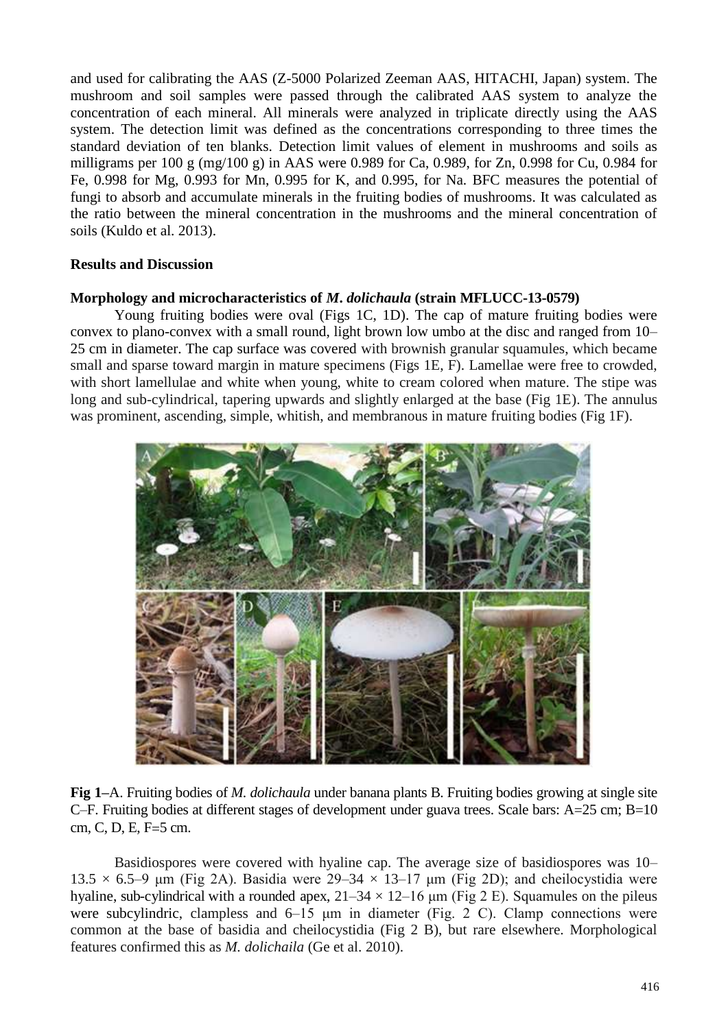and used for calibrating the AAS (Z-5000 Polarized Zeeman AAS, HITACHI, Japan) system. The mushroom and soil samples were passed through the calibrated AAS system to analyze the concentration of each mineral. All minerals were analyzed in triplicate directly using the AAS system. The detection limit was defined as the concentrations corresponding to three times the standard deviation of ten blanks. Detection limit values of element in mushrooms and soils as milligrams per 100 g (mg/100 g) in AAS were 0.989 for Ca, 0.989, for Zn, 0.998 for Cu, 0.984 for Fe, 0.998 for Mg, 0.993 for Mn, 0.995 for K, and 0.995, for Na. BFC measures the potential of fungi to absorb and accumulate minerals in the fruiting bodies of mushrooms. It was calculated as the ratio between the mineral concentration in the mushrooms and the mineral concentration of soils (Kuldo et al. 2013).

## Results and Discussion

### Morphology and microcharacteristics of *M. dolichaula* (strain MFLUCC-13-0579)

Young fruiting bodies were oval (Figs 1C, 1D). The cap of mature fruiting bodies were convex to plano-convex with a small round, light brown low umbo at the disc and ranged from 10–25 cm in diameter. The cap surface was covered with brownish granular squamules, which became small and sparse toward margin in mature specimens (Figs 1E, F). Lamellae were free to crowded, with short lamellulae and white when young, white to cream colored when mature. The stipe was long and sub-cylindrical, tapering upwards and slightly enlarged at the base (Fig 1E). The annulus was prominent, ascending, simple, whitish, and membranous in mature fruiting bodies (Fig 1F).

**Fig 1**–A. Fruiting bodies of *M. dolichaula* under banana plants B. Fruiting bodies growing at single site C–F. Fruiting bodies at different stages of development under guava trees. Scale bars: A=25 cm; B=10 cm, C, D, E, F=5 cm.

Basidiospores were covered with hyaline cap. The average size of basidiospores was 10–13.5 × 6.5–9 μm (Fig 2A). Basidia were 29–34 × 13–17 μm (Fig 2D); and cheilocystidia were hyaline, sub-cylindrical with a rounded apex, 21–34 × 12–16 μm (Fig 2 E). Squamules on the pileus were subcylindric, clampless and 6–15 μm in diameter (Fig. 2 C). Clamp connections were common at the base of basidia and cheilocystidia (Fig 2 B), but rare elsewhere. Morphological features confirmed this as *M. dolichaila* (Ge et al. 2010).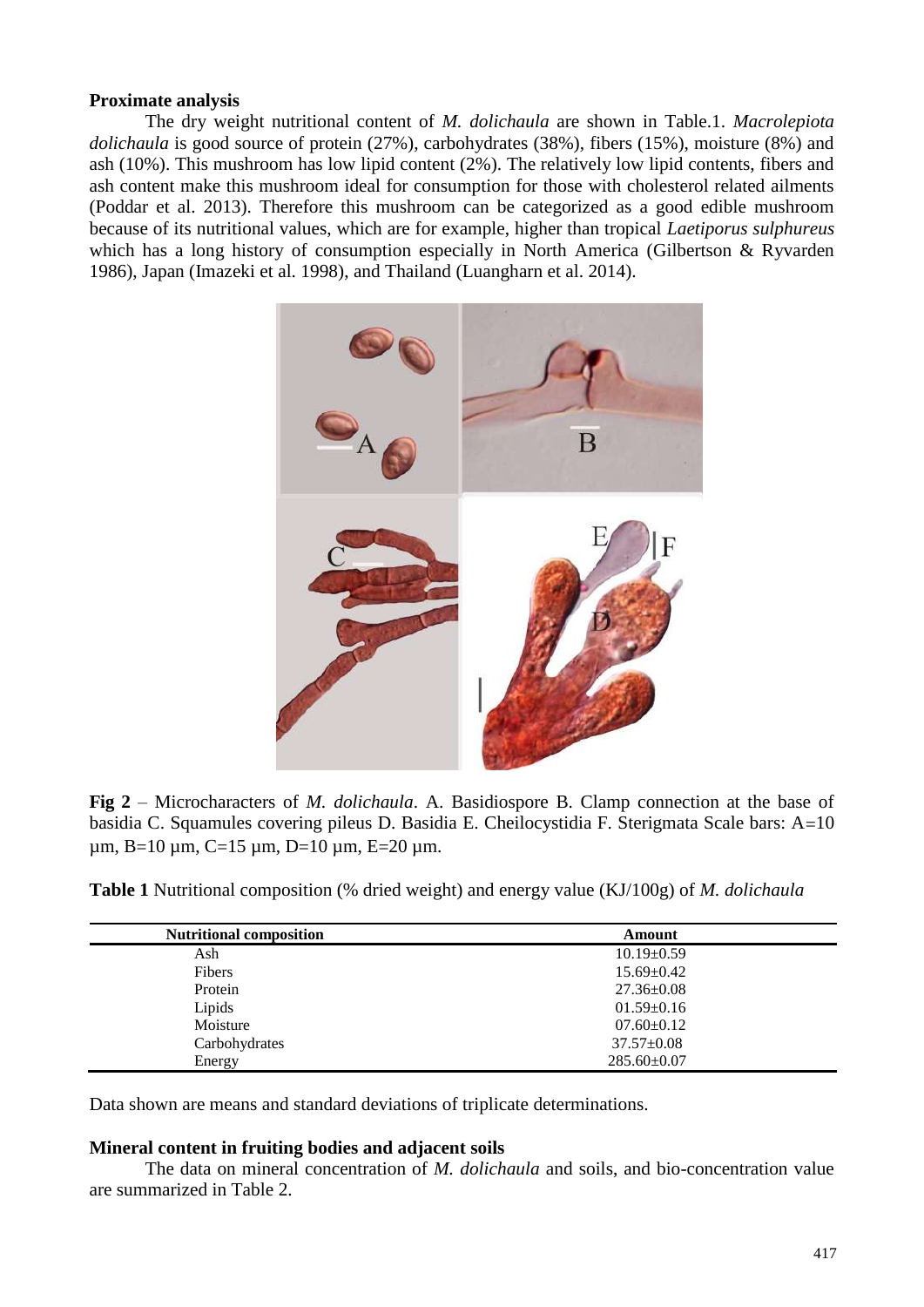**Proximate analysis**

The dry weight nutritional content of *M. dolichaula* are shown in Table.1. *Macrolepiota dolichaula* is good source of protein (27%), carbohydrates (38%), fibers (15%), moisture (8%) and ash (10%). This mushroom has low lipid content (2%). The relatively low lipid contents, fibers and ash content make this mushroom ideal for consumption for those with cholesterol related ailments (Poddar et al. 2013). Therefore this mushroom can be categorized as a good edible mushroom because of its nutritional values, which are for example, higher than tropical *Laetiporus sulphureus* which has a long history of consumption especially in North America (Gilbertson & Ryvarden 1986), Japan (Imazeki et al. 1998), and Thailand (Luangharn et al. 2014).

**Fig 2** – Microcharacters of *M. dolichaula*. A. Basidiospore B. Clamp connection at the base of basidia C. Squamules covering pileus D. Basidia E. Cheilocystidia F. Sterigmata Scale bars: A=10 µm, B=10 µm, C=15 µm, D=10 µm, E=20 µm.

**Table 1** Nutritional composition (% dried weight) and energy value (KJ/100g) of *M. dolichaula*

| Nutritional composition | Amount |
|---|---|
| Ash | 10.19±0.59 |
| Fibers | 15.69±0.42 |
| Protein | 27.36±0.08 |
| Lipids | 01.59±0.16 |
| Moisture | 07.60±0.12 |
| Carbohydrates | 37.57±0.08 |
| Energy | 285.60±0.07 |

Data shown are means and standard deviations of triplicate determinations.

**Mineral content in fruiting bodies and adjacent soils**

The data on mineral concentration of *M. dolichaula* and soils, and bio-concentration value are summarized in Table 2.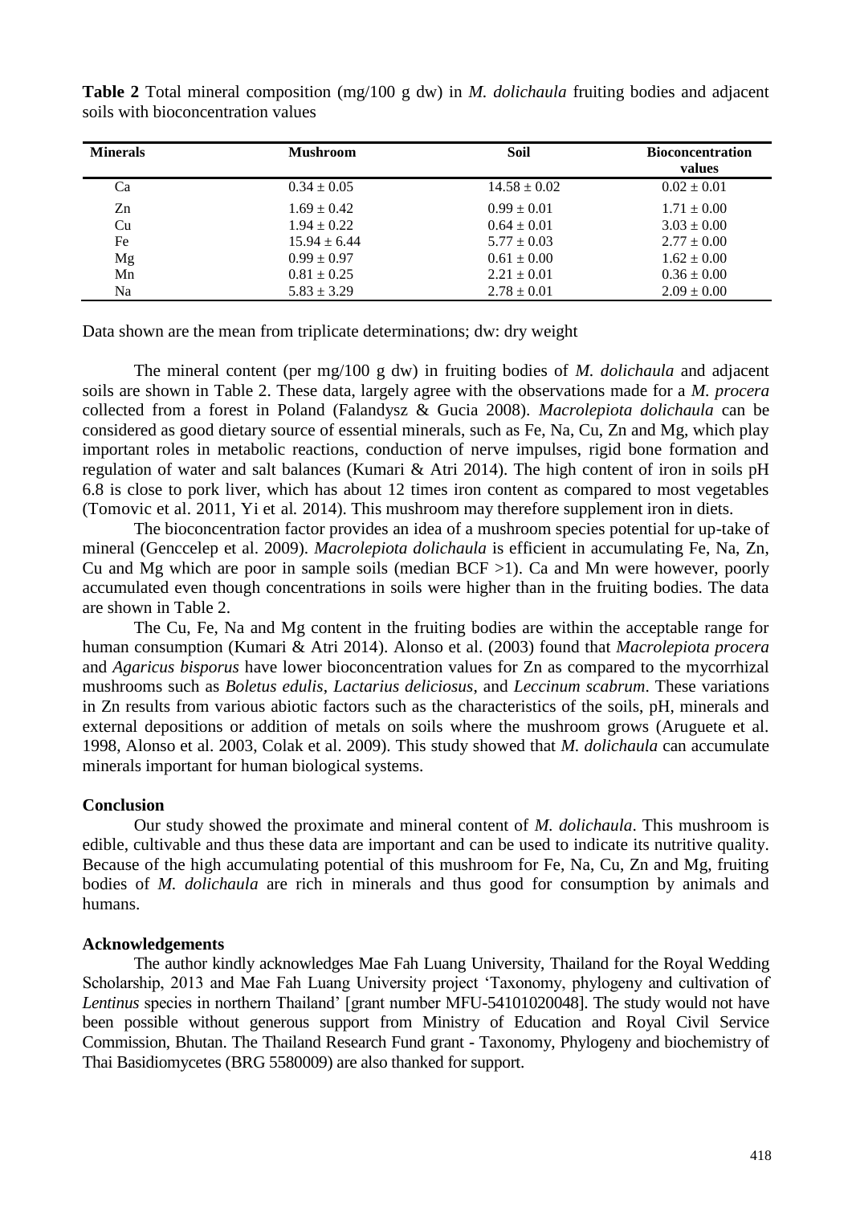**Table 2** Total mineral composition (mg/100 g dw) in *M. dolichaula* fruiting bodies and adjacent soils with bioconcentration values

| Minerals | Mushroom | Soil | Bioconcentration values |
|---|---|---|---|
| Ca | 0.34 ± 0.05 | 14.58 ± 0.02 | 0.02 ± 0.01 |
| Zn | 1.69 ± 0.42 | 0.99 ± 0.01 | 1.71 ± 0.00 |
| Cu | 1.94 ± 0.22 | 0.64 ± 0.01 | 3.03 ± 0.00 |
| Fe | 15.94 ± 6.44 | 5.77 ± 0.03 | 2.77 ± 0.00 |
| Mg | 0.99 ± 0.97 | 0.61 ± 0.00 | 1.62 ± 0.00 |
| Mn | 0.81 ± 0.25 | 2.21 ± 0.01 | 0.36 ± 0.00 |
| Na | 5.83 ± 3.29 | 2.78 ± 0.01 | 2.09 ± 0.00 |

Data shown are the mean from triplicate determinations; dw: dry weight

The mineral content (per mg/100 g dw) in fruiting bodies of *M. dolichaula* and adjacent soils are shown in Table 2. These data, largely agree with the observations made for a *M. procera* collected from a forest in Poland (Falandysz & Gucia 2008). *Macrolepiota dolichaula* can be considered as good dietary source of essential minerals, such as Fe, Na, Cu, Zn and Mg, which play important roles in metabolic reactions, conduction of nerve impulses, rigid bone formation and regulation of water and salt balances (Kumari & Atri 2014). The high content of iron in soils pH 6.8 is close to pork liver, which has about 12 times iron content as compared to most vegetables (Tomovic et al. 2011, Yi et al*.* 2014). This mushroom may therefore supplement iron in diets.

The bioconcentration factor provides an idea of a mushroom species potential for up-take of mineral (Genccelep et al. 2009). *Macrolepiota dolichaula* is efficient in accumulating Fe, Na, Zn, Cu and Mg which are poor in sample soils (median BCF >1). Ca and Mn were however, poorly accumulated even though concentrations in soils were higher than in the fruiting bodies. The data are shown in Table 2.

The Cu, Fe, Na and Mg content in the fruiting bodies are within the acceptable range for human consumption (Kumari & Atri 2014). Alonso et al. (2003) found that *Macrolepiota procera* and *Agaricus bisporus* have lower bioconcentration values for Zn as compared to the mycorrhizal mushrooms such as *Boletus edulis*, *Lactarius deliciosus*, and *Leccinum scabrum*. These variations in Zn results from various abiotic factors such as the characteristics of the soils, pH, minerals and external depositions or addition of metals on soils where the mushroom grows (Aruguete et al. 1998, Alonso et al. 2003, Colak et al. 2009). This study showed that *M. dolichaula* can accumulate minerals important for human biological systems.

## Conclusion

Our study showed the proximate and mineral content of *M. dolichaula*. This mushroom is edible, cultivable and thus these data are important and can be used to indicate its nutritive quality. Because of the high accumulating potential of this mushroom for Fe, Na, Cu, Zn and Mg, fruiting bodies of *M. dolichaula* are rich in minerals and thus good for consumption by animals and humans.

## Acknowledgements

The author kindly acknowledges Mae Fah Luang University, Thailand for the Royal Wedding Scholarship, 2013 and Mae Fah Luang University project 'Taxonomy, phylogeny and cultivation of *Lentinus* species in northern Thailand' [grant number MFU-54101020048]. The study would not have been possible without generous support from Ministry of Education and Royal Civil Service Commission, Bhutan. The Thailand Research Fund grant - Taxonomy, Phylogeny and biochemistry of Thai Basidiomycetes (BRG 5580009) are also thanked for support.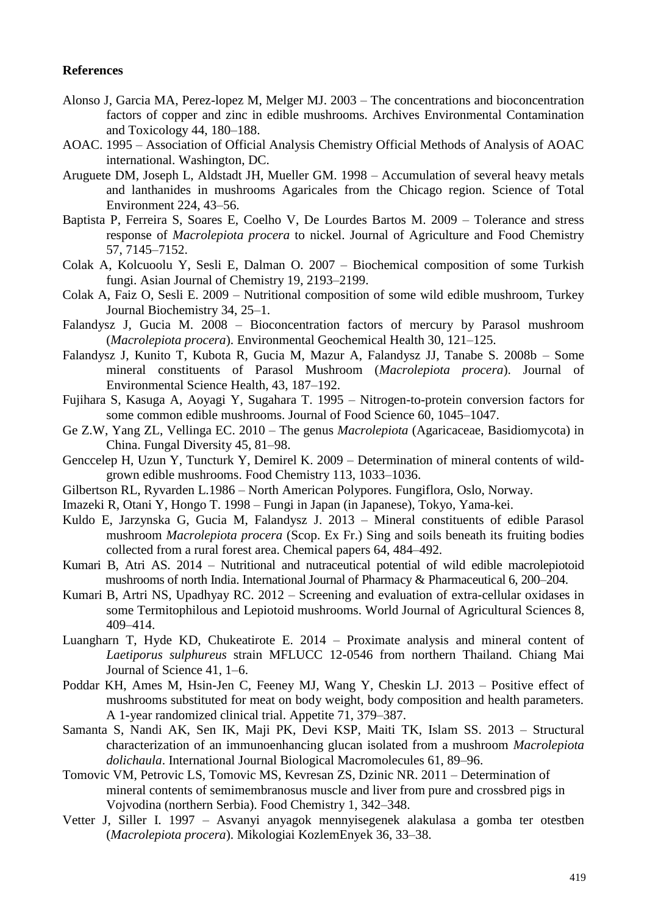**References**

Alonso J, Garcia MA, Perez-lopez M, Melger MJ. 2003 – The concentrations and bioconcentration factors of copper and zinc in edible mushrooms. Archives Environmental Contamination and Toxicology 44, 180–188.

AOAC. 1995 – Association of Official Analysis Chemistry Official Methods of Analysis of AOAC international. Washington, DC.

Aruguete DM, Joseph L, Aldstadt JH, Mueller GM. 1998 – Accumulation of several heavy metals and lanthanides in mushrooms Agaricales from the Chicago region. Science of Total Environment 224, 43–56.

Baptista P, Ferreira S, Soares E, Coelho V, De Lourdes Bartos M. 2009 – Tolerance and stress response of *Macrolepiota procera* to nickel. Journal of Agriculture and Food Chemistry 57, 7145–7152.

Colak A, Kolcuoolu Y, Sesli E, Dalman O. 2007 – Biochemical composition of some Turkish fungi. Asian Journal of Chemistry 19, 2193–2199.

Colak A, Faiz O, Sesli E. 2009 – Nutritional composition of some wild edible mushroom, Turkey Journal Biochemistry 34, 25–1.

Falandysz J, Gucia M. 2008 – Bioconcentration factors of mercury by Parasol mushroom (*Macrolepiota procera*). Environmental Geochemical Health 30, 121–125.

Falandysz J, Kunito T, Kubota R, Gucia M, Mazur A, Falandysz JJ, Tanabe S. 2008b – Some mineral constituents of Parasol Mushroom (*Macrolepiota procera*). Journal of Environmental Science Health, 43, 187–192.

Fujihara S, Kasuga A, Aoyagi Y, Sugahara T. 1995 – Nitrogen-to-protein conversion factors for some common edible mushrooms. Journal of Food Science 60, 1045–1047.

Ge Z.W, Yang ZL, Vellinga EC. 2010 – The genus *Macrolepiota* (Agaricaceae, Basidiomycota) in China. Fungal Diversity 45, 81–98.

Genccelep H, Uzun Y, Tuncturk Y, Demirel K. 2009 – Determination of mineral contents of wild-grown edible mushrooms. Food Chemistry 113, 1033–1036.

Gilbertson RL, Ryvarden L.1986 – North American Polypores. Fungiflora, Oslo, Norway.

Imazeki R, Otani Y, Hongo T. 1998 – Fungi in Japan (in Japanese), Tokyo, Yama-kei.

Kuldo E, Jarzynska G, Gucia M, Falandysz J. 2013 – Mineral constituents of edible Parasol mushroom *Macrolepiota procera* (Scop. Ex Fr.) Sing and soils beneath its fruiting bodies collected from a rural forest area. Chemical papers 64, 484–492.

Kumari B, Atri AS. 2014 – Nutritional and nutraceutical potential of wild edible macrolepiotoid mushrooms of north India. International Journal of Pharmacy & Pharmaceutical 6, 200–204.

Kumari B, Artri NS, Upadhyay RC. 2012 – Screening and evaluation of extra-cellular oxidases in some Termitophilous and Lepiotoid mushrooms. World Journal of Agricultural Sciences 8, 409–414.

Luangharn T, Hyde KD, Chukeatirote E. 2014 – Proximate analysis and mineral content of *Laetiporus sulphureus* strain MFLUCC 12-0546 from northern Thailand. Chiang Mai Journal of Science 41, 1–6.

Poddar KH, Ames M, Hsin-Jen C, Feeney MJ, Wang Y, Cheskin LJ. 2013 – Positive effect of mushrooms substituted for meat on body weight, body composition and health parameters. A 1-year randomized clinical trial. Appetite 71, 379–387.

Samanta S, Nandi AK, Sen IK, Maji PK, Devi KSP, Maiti TK, Islam SS. 2013 – Structural characterization of an immunoenhancing glucan isolated from a mushroom *Macrolepiota dolichaula*. International Journal Biological Macromolecules 61, 89–96.

Tomovic VM, Petrovic LS, Tomovic MS, Kevresan ZS, Dzinic NR. 2011 – Determination of mineral contents of semimembranosus muscle and liver from pure and crossbred pigs in Vojvodina (northern Serbia). Food Chemistry 1, 342–348.

Vetter J, Siller I. 1997 – Asvanyi anyagok mennyisegenek alakulasa a gomba ter otestben (*Macrolepiota procera*). Mikologiai KozlemEnyek 36, 33–38.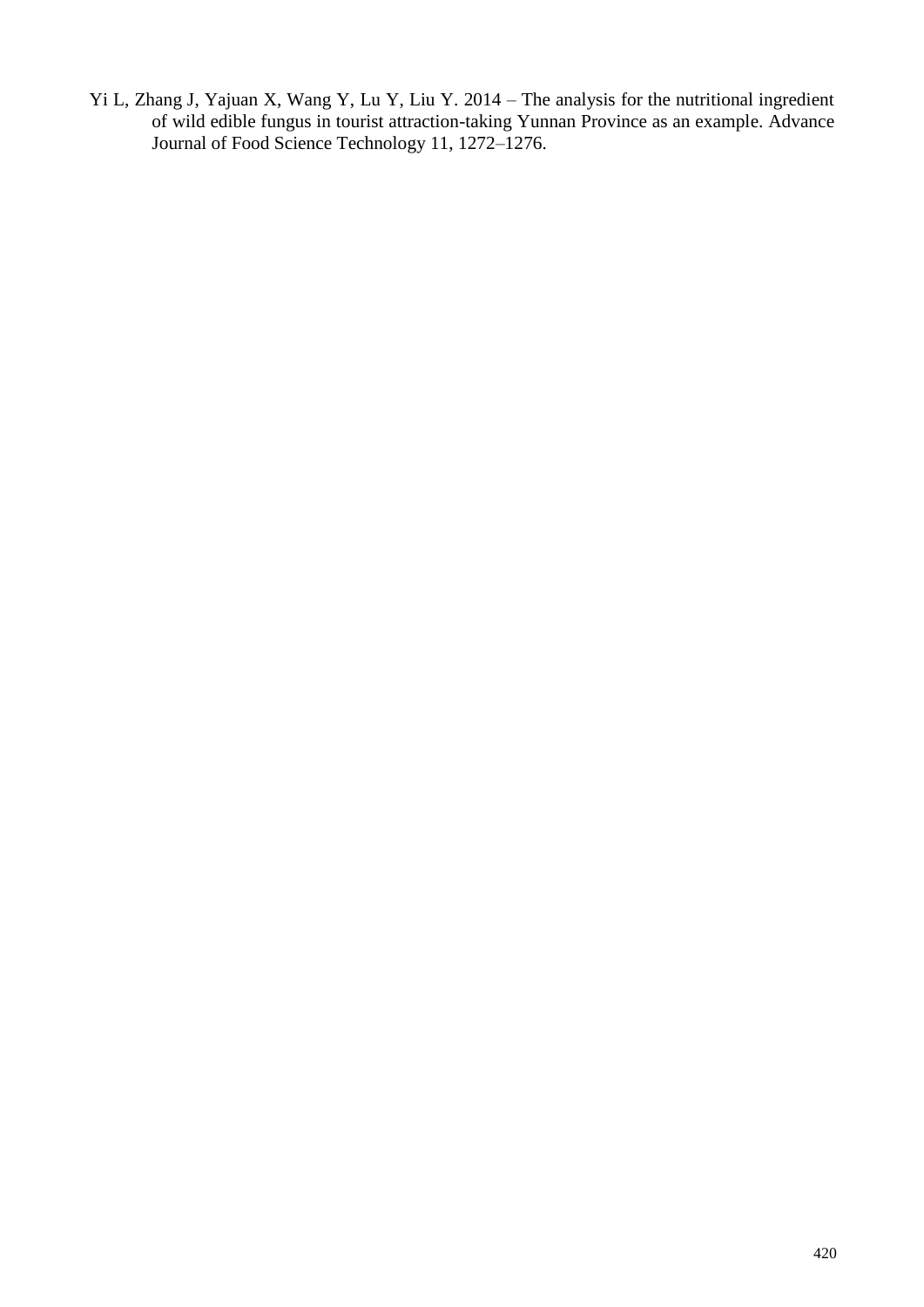Yi L, Zhang J, Yajuan X, Wang Y, Lu Y, Liu Y. 2014 – The analysis for the nutritional ingredient of wild edible fungus in tourist attraction-taking Yunnan Province as an example. Advance Journal of Food Science Technology 11, 1272–1276.